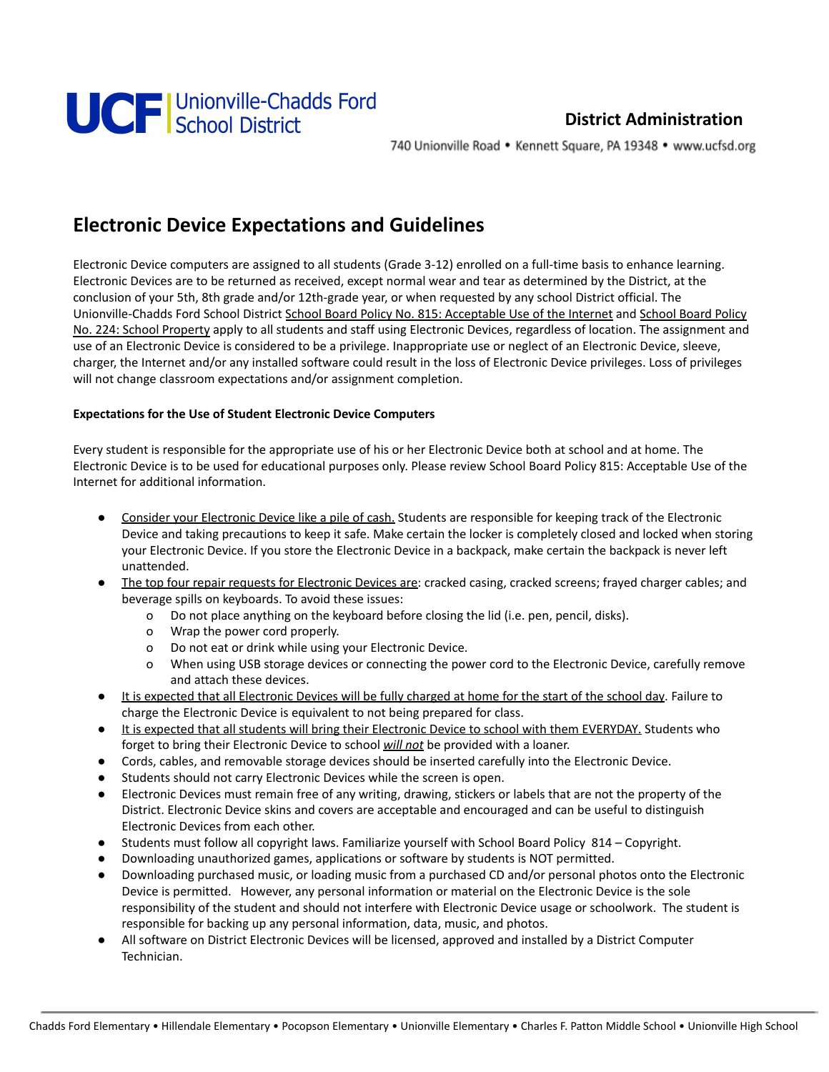# Electronic Device Expectations and Guidelines

Electronic Device computers are assigned to all students (Grade 3-12) enrolled on a full-time basis to enhance learning. Electronic Devices are to be returned as received, except normal wear and tear as determined by the District, at the conclusion of your 5th, 8th grade and/or 12th-grade year, or when requested by any school District official. The Unionville-Chadds Ford School District School Board Policy No. 815: Acceptable Use of the Internet and School Board Policy No. 224: School Property apply to all students and staff using Electronic Devices, regardless of location. The assignment and use of an Electronic Device is considered to be a privilege. Inappropriate use or neglect of an Electronic Device, sleeve, charger, the Internet and/or any installed software could result in the loss of Electronic Device privileges. Loss of privileges will not change classroom expectations and/or assignment completion.

**Expectations for the Use of Student Electronic Device Computers**

Every student is responsible for the appropriate use of his or her Electronic Device both at school and at home. The Electronic Device is to be used for educational purposes only. Please review School Board Policy 815: Acceptable Use of the Internet for additional information.

- Consider your Electronic Device like a pile of cash. Students are responsible for keeping track of the Electronic Device and taking precautions to keep it safe. Make certain the locker is completely closed and locked when storing your Electronic Device. If you store the Electronic Device in a backpack, make certain the backpack is never left unattended.
- The top four repair requests for Electronic Devices are: cracked casing, cracked screens; frayed charger cables; and beverage spills on keyboards. To avoid these issues:
  - Do not place anything on the keyboard before closing the lid (i.e. pen, pencil, disks).
  - Wrap the power cord properly.
  - Do not eat or drink while using your Electronic Device.
  - When using USB storage devices or connecting the power cord to the Electronic Device, carefully remove and attach these devices.
- It is expected that all Electronic Devices will be fully charged at home for the start of the school day. Failure to charge the Electronic Device is equivalent to not being prepared for class.
- It is expected that all students will bring their Electronic Device to school with them EVERYDAY. Students who forget to bring their Electronic Device to school ***will not*** be provided with a loaner.
- Cords, cables, and removable storage devices should be inserted carefully into the Electronic Device.
- Students should not carry Electronic Devices while the screen is open.
- Electronic Devices must remain free of any writing, drawing, stickers or labels that are not the property of the District. Electronic Device skins and covers are acceptable and encouraged and can be useful to distinguish Electronic Devices from each other.
- Students must follow all copyright laws. Familiarize yourself with School Board Policy 814 – Copyright.
- Downloading unauthorized games, applications or software by students is NOT permitted.
- Downloading purchased music, or loading music from a purchased CD and/or personal photos onto the Electronic Device is permitted. However, any personal information or material on the Electronic Device is the sole responsibility of the student and should not interfere with Electronic Device usage or schoolwork. The student is responsible for backing up any personal information, data, music, and photos.
- All software on District Electronic Devices will be licensed, approved and installed by a District Computer Technician.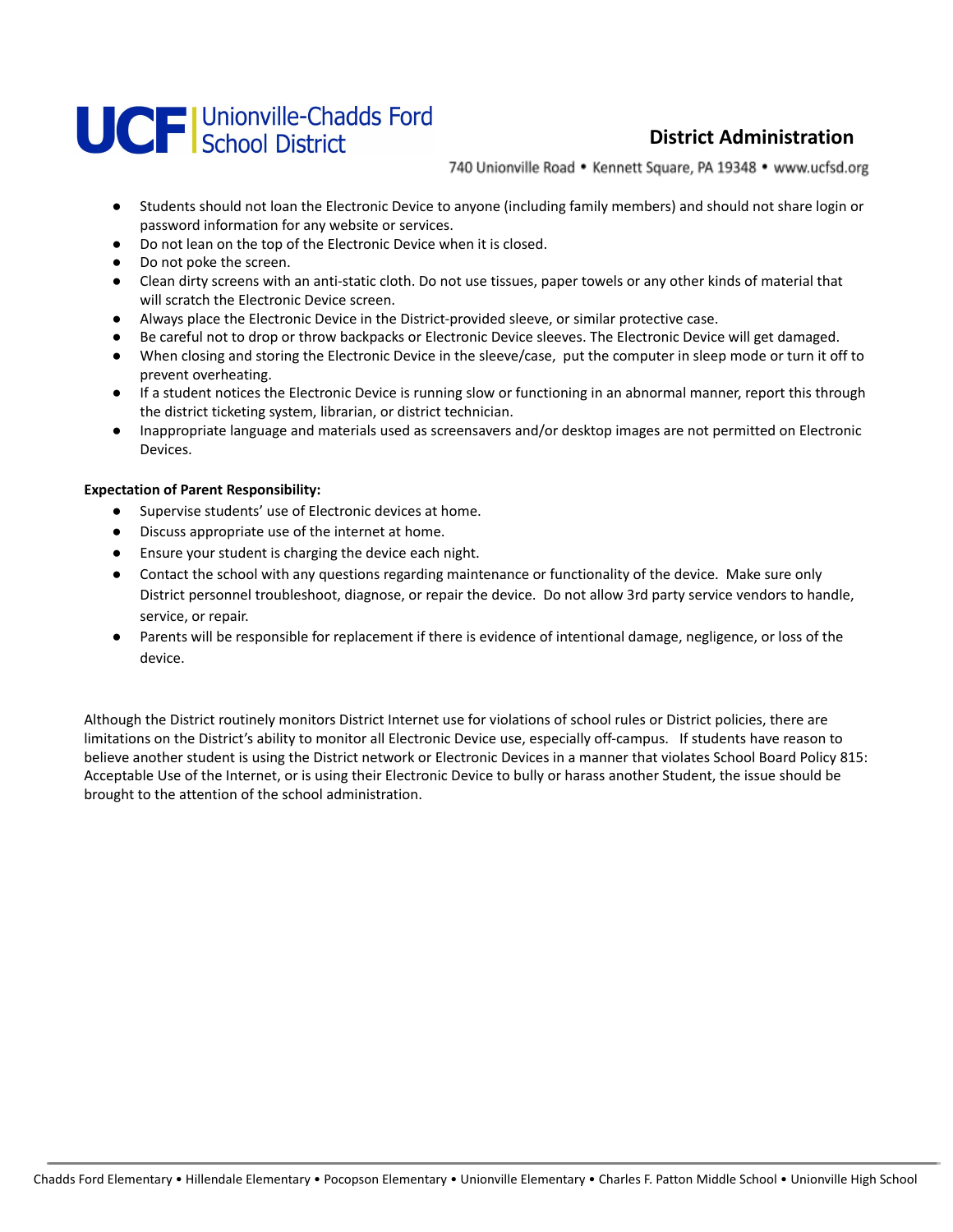- Students should not loan the Electronic Device to anyone (including family members) and should not share login or password information for any website or services.
- Do not lean on the top of the Electronic Device when it is closed.
- Do not poke the screen.
- Clean dirty screens with an anti-static cloth. Do not use tissues, paper towels or any other kinds of material that will scratch the Electronic Device screen.
- Always place the Electronic Device in the District-provided sleeve, or similar protective case.
- Be careful not to drop or throw backpacks or Electronic Device sleeves. The Electronic Device will get damaged.
- When closing and storing the Electronic Device in the sleeve/case, put the computer in sleep mode or turn it off to prevent overheating.
- If a student notices the Electronic Device is running slow or functioning in an abnormal manner, report this through the district ticketing system, librarian, or district technician.
- Inappropriate language and materials used as screensavers and/or desktop images are not permitted on Electronic Devices.

**Expectation of Parent Responsibility:**

- Supervise students' use of Electronic devices at home.
- Discuss appropriate use of the internet at home.
- Ensure your student is charging the device each night.
- Contact the school with any questions regarding maintenance or functionality of the device. Make sure only District personnel troubleshoot, diagnose, or repair the device. Do not allow 3rd party service vendors to handle, service, or repair.
- Parents will be responsible for replacement if there is evidence of intentional damage, negligence, or loss of the device.

Although the District routinely monitors District Internet use for violations of school rules or District policies, there are limitations on the District's ability to monitor all Electronic Device use, especially off-campus. If students have reason to believe another student is using the District network or Electronic Devices in a manner that violates School Board Policy 815: Acceptable Use of the Internet, or is using their Electronic Device to bully or harass another Student, the issue should be brought to the attention of the school administration.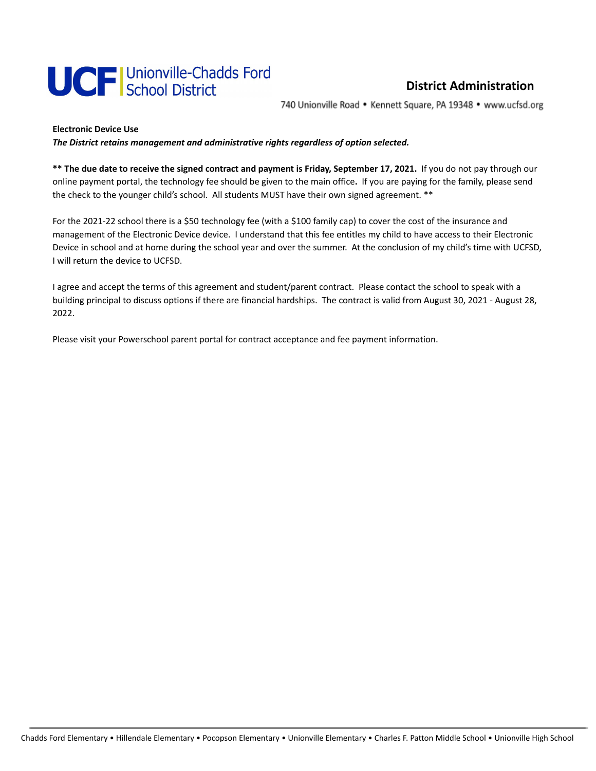# UCF Unionville-Chadds Ford School District

**District Administration**

740 Unionville Road • Kennett Square, PA 19348 • www.ucfsd.org

**Electronic Device Use**

***The District retains management and administrative rights regardless of option selected.***

**\*\* The due date to receive the signed contract and payment is Friday, September 17, 2021.** If you do not pay through our online payment portal, the technology fee should be given to the main office**.** If you are paying for the family, please send the check to the younger child's school. All students MUST have their own signed agreement. \*\*

For the 2021-22 school there is a $50 technology fee (with a $100 family cap) to cover the cost of the insurance and management of the Electronic Device device. I understand that this fee entitles my child to have access to their Electronic Device in school and at home during the school year and over the summer. At the conclusion of my child's time with UCFSD, I will return the device to UCFSD.

I agree and accept the terms of this agreement and student/parent contract. Please contact the school to speak with a building principal to discuss options if there are financial hardships. The contract is valid from August 30, 2021 - August 28, 2022.

Please visit your Powerschool parent portal for contract acceptance and fee payment information.

Chadds Ford Elementary • Hillendale Elementary • Pocopson Elementary • Unionville Elementary • Charles F. Patton Middle School • Unionville High School